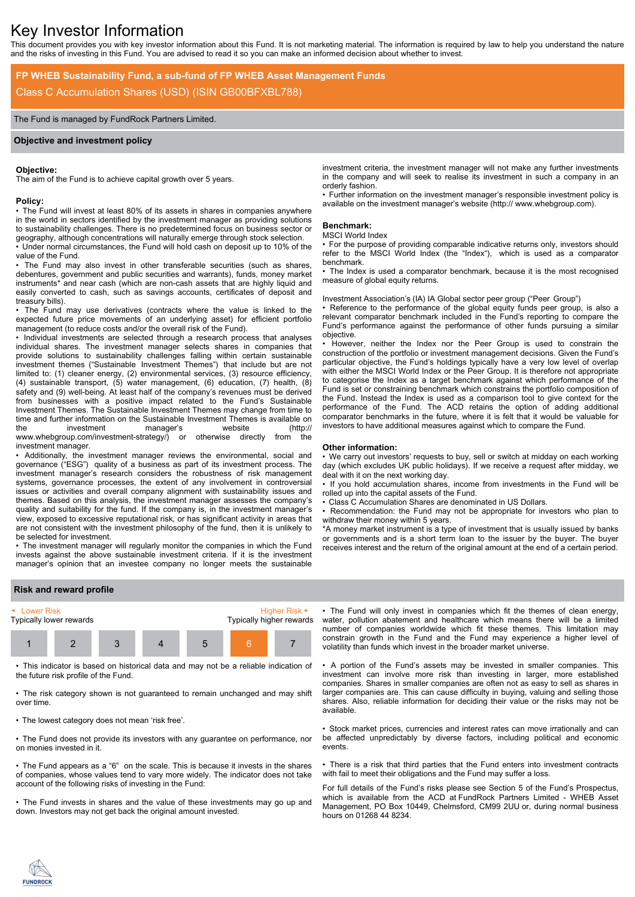# Key Investor Information

This document provides you with key investor information about this Fund. It is not marketing material. The information is required by law to help you understand the nature and the risks of investing in this Fund. You are advised to read it so you can make an informed decision about whether to invest.

**FP WHEB Sustainability Fund, a sub-fund of FP WHEB Asset Management Funds**

Class C Accumulation Shares (USD) (ISIN GB00BFXBL788)

The Fund is managed by FundRock Partners Limited.

## Objective and investment policy

**Objective:**

The aim of the Fund is to achieve capital growth over 5 years.

**Policy:**

- The Fund will invest at least 80% of its assets in shares in companies anywhere in the world in sectors identified by the investment manager as providing solutions to sustainability challenges. There is no predetermined focus on business sector or geography, although concentrations will naturally emerge through stock selection.
- Under normal circumstances, the Fund will hold cash on deposit up to 10% of the value of the Fund.
- The Fund may also invest in other transferable securities (such as shares, debentures, government and public securities and warrants), funds, money market instruments* and near cash (which are non-cash assets that are highly liquid and easily converted to cash, such as savings accounts, certificates of deposit and treasury bills).
- The Fund may use derivatives (contracts where the value is linked to the expected future price movements of an underlying asset) for efficient portfolio management (to reduce costs and/or the overall risk of the Fund).
- Individual investments are selected through a research process that analyses individual shares. The investment manager selects shares in companies that provide solutions to sustainability challenges falling within certain sustainable investment themes ("Sustainable Investment Themes") that include but are not limited to: (1) cleaner energy, (2) environmental services, (3) resource efficiency, (4) sustainable transport, (5) water management, (6) education, (7) health, (8) safety and (9) well-being. At least half of the company's revenues must be derived from businesses with a positive impact related to the Fund's Sustainable Investment Themes. The Sustainable Investment Themes may change from time to time and further information on the Sustainable Investment Themes is available on the investment manager's website (http:// www.whebgroup.com/investment-strategy/) or otherwise directly from the investment manager.
- Additionally, the investment manager reviews the environmental, social and governance ("ESG") quality of a business as part of its investment process. The investment manager's research considers the robustness of risk management systems, governance processes, the extent of any involvement in controversial issues or activities and overall company alignment with sustainability issues and themes. Based on this analysis, the investment manager assesses the company's quality and suitability for the fund. If the company is, in the investment manager's view, exposed to excessive reputational risk, or has significant activity in areas that are not consistent with the investment philosophy of the fund, then it is unlikely to be selected for investment.
- The investment manager will regularly monitor the companies in which the Fund invests against the above sustainable investment criteria. If it is the investment manager's opinion that an investee company no longer meets the sustainable investment criteria, the investment manager will not make any further investments in the company and will seek to realise its investment in such a company in an orderly fashion.
- Further information on the investment manager's responsible investment policy is available on the investment manager's website (http:// www.whebgroup.com).

**Benchmark:**

MSCI World Index

- For the purpose of providing comparable indicative returns only, investors should refer to the MSCI World Index (the "Index"), which is used as a comparator benchmark.
- The Index is used a comparator benchmark, because it is the most recognised measure of global equity returns.

Investment Association's (IA) IA Global sector peer group ("Peer Group")

- Reference to the performance of the global equity funds peer group, is also a relevant comparator benchmark included in the Fund's reporting to compare the Fund's performance against the performance of other funds pursuing a similar objective.
- However, neither the Index nor the Peer Group is used to constrain the construction of the portfolio or investment management decisions. Given the Fund's particular objective, the Fund's holdings typically have a very low level of overlap with either the MSCI World Index or the Peer Group. It is therefore not appropriate to categorise the Index as a target benchmark against which performance of the Fund is set or constraining benchmark which constrains the portfolio composition of the Fund. Instead the Index is used as a comparison tool to give context for the performance of the Fund. The ACD retains the option of adding additional comparator benchmarks in the future, where it is felt that it would be valuable for investors to have additional measures against which to compare the Fund.

**Other information:**

- We carry out investors' requests to buy, sell or switch at midday on each working day (which excludes UK public holidays). If we receive a request after midday, we deal with it on the next working day.
- If you hold accumulation shares, income from investments in the Fund will be rolled up into the capital assets of the Fund.
- Class C Accumulation Shares are denominated in US Dollars.
- Recommendation: the Fund may not be appropriate for investors who plan to withdraw their money within 5 years.

*A money market instrument is a type of investment that is usually issued by banks or governments and is a short term loan to the issuer by the buyer. The buyer receives interest and the return of the original amount at the end of a certain period.

## Risk and reward profile

| ◄ Lower Risk<br>Typically lower rewards | | | | | | Higher Risk ►<br>Typically higher rewards |
|---|---|---|---|---|---|---|
| 1 | 2 | 3 | 4 | 5 | **6** | 7 |

- This indicator is based on historical data and may not be a reliable indication of the future risk profile of the Fund.
- The risk category shown is not guaranteed to remain unchanged and may shift over time.
- The lowest category does not mean 'risk free'.
- The Fund does not provide its investors with any guarantee on performance, nor on monies invested in it.
- The Fund appears as a "6" on the scale. This is because it invests in the shares of companies, whose values tend to vary more widely. The indicator does not take account of the following risks of investing in the Fund:
- The Fund invests in shares and the value of these investments may go up and down. Investors may not get back the original amount invested.
- The Fund will only invest in companies which fit the themes of clean energy, water, pollution abatement and healthcare which means there will be a limited number of companies worldwide which fit these themes. This limitation may constrain growth in the Fund and the Fund may experience a higher level of volatility than funds which invest in the broader market universe.
- A portion of the Fund's assets may be invested in smaller companies. This investment can involve more risk than investing in larger, more established companies. Shares in smaller companies are often not as easy to sell as shares in larger companies are. This can cause difficulty in buying, valuing and selling those shares. Also, reliable information for deciding their value or the risks may not be available.
- Stock market prices, currencies and interest rates can move irrationally and can be affected unpredictably by diverse factors, including political and economic events.
- There is a risk that third parties that the Fund enters into investment contracts with fail to meet their obligations and the Fund may suffer a loss.

For full details of the Fund's risks please see Section 5 of the Fund's Prospectus, which is available from the ACD at FundRock Partners Limited - WHEB Asset Management, PO Box 10449, Chelmsford, CM99 2UU or, during normal business hours on 01268 44 8234.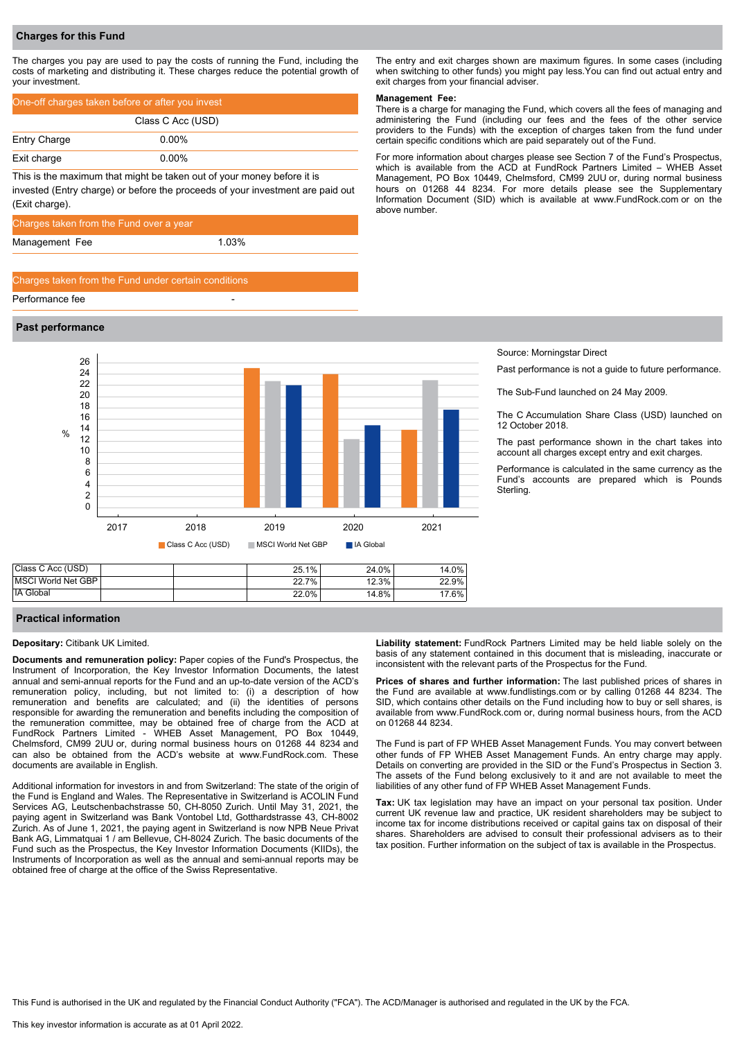## Charges for this Fund

The charges you pay are used to pay the costs of running the Fund, including the costs of marketing and distributing it. These charges reduce the potential growth of your investment.

| One-off charges taken before or after you invest | |
|---|---|
| | Class C Acc (USD) |
| Entry Charge | 0.00% |
| Exit charge | 0.00% |

This is the maximum that might be taken out of your money before it is invested (Entry charge) or before the proceeds of your investment are paid out (Exit charge).

| Charges taken from the Fund over a year | |
|---|---|
| Management Fee | 1.03% |

| Charges taken from the Fund under certain conditions | |
|---|---|
| Performance fee | - |

The entry and exit charges shown are maximum figures. In some cases (including when switching to other funds) you might pay less.You can find out actual entry and exit charges from your financial adviser.

**Management Fee:**
There is a charge for managing the Fund, which covers all the fees of managing and administering the Fund (including our fees and the fees of the other service providers to the Funds) with the exception of charges taken from the fund under certain specific conditions which are paid separately out of the Fund.

For more information about charges please see Section 7 of the Fund's Prospectus, which is available from the ACD at FundRock Partners Limited – WHEB Asset Management, PO Box 10449, Chelmsford, CM99 2UU or, during normal business hours on 01268 44 8234. For more details please see the Supplementary Information Document (SID) which is available at www.FundRock.com or on the above number.

## Past performance

26
24
22
20
18
16
14
12
10
8
6
4
2
0
%

2017 2018 2019 2020 2021

Class C Acc (USD) MSCI World Net GBP IA Global

| | | | | | |
|---|---|---|---|---|---|
| Class C Acc (USD) | | | 25.1% | 24.0% | 14.0% |
| MSCI World Net GBP | | | 22.7% | 12.3% | 22.9% |
| IA Global | | | 22.0% | 14.8% | 17.6% |

Source: Morningstar Direct

Past performance is not a guide to future performance.

The Sub-Fund launched on 24 May 2009.

The C Accumulation Share Class (USD) launched on 12 October 2018.

The past performance shown in the chart takes into account all charges except entry and exit charges.

Performance is calculated in the same currency as the Fund's accounts are prepared which is Pounds Sterling.

## Practical information

**Depositary:** Citibank UK Limited.

**Documents and remuneration policy:** Paper copies of the Fund's Prospectus, the Instrument of Incorporation, the Key Investor Information Documents, the latest annual and semi-annual reports for the Fund and an up-to-date version of the ACD's remuneration policy, including, but not limited to: (i) a description of how remuneration and benefits are calculated; and (ii) the identities of persons responsible for awarding the remuneration and benefits including the composition of the remuneration committee, may be obtained free of charge from the ACD at FundRock Partners Limited - WHEB Asset Management, PO Box 10449, Chelmsford, CM99 2UU or, during normal business hours on 01268 44 8234 and can also be obtained from the ACD's website at www.FundRock.com. These documents are available in English.

Additional information for investors in and from Switzerland: The state of the origin of the Fund is England and Wales. The Representative in Switzerland is ACOLIN Fund Services AG, Leutschenbachstrasse 50, CH-8050 Zurich. Until May 31, 2021, the paying agent in Switzerland was Bank Vontobel Ltd, Gotthardstrasse 43, CH-8002 Zurich. As of June 1, 2021, the paying agent in Switzerland is now NPB Neue Privat Bank AG, Limmatquai 1 / am Bellevue, CH-8024 Zurich. The basic documents of the Fund such as the Prospectus, the Key Investor Information Documents (KIIDs), the Instruments of Incorporation as well as the annual and semi-annual reports may be obtained free of charge at the office of the Swiss Representative.

**Liability statement:** FundRock Partners Limited may be held liable solely on the basis of any statement contained in this document that is misleading, inaccurate or inconsistent with the relevant parts of the Prospectus for the Fund.

**Prices of shares and further information:** The last published prices of shares in the Fund are available at www.fundlistings.com or by calling 01268 44 8234. The SID, which contains other details on the Fund including how to buy or sell shares, is available from www.FundRock.com or, during normal business hours, from the ACD on 01268 44 8234.

The Fund is part of FP WHEB Asset Management Funds. You may convert between other funds of FP WHEB Asset Management Funds. An entry charge may apply. Details on converting are provided in the SID or the Fund's Prospectus in Section 3. The assets of the Fund belong exclusively to it and are not available to meet the liabilities of any other fund of FP WHEB Asset Management Funds.

**Tax:** UK tax legislation may have an impact on your personal tax position. Under current UK revenue law and practice, UK resident shareholders may be subject to income tax for income distributions received or capital gains tax on disposal of their shares. Shareholders are advised to consult their professional advisers as to their tax position. Further information on the subject of tax is available in the Prospectus.

This Fund is authorised in the UK and regulated by the Financial Conduct Authority ("FCA"). The ACD/Manager is authorised and regulated in the UK by the FCA.

This key investor information is accurate as at 01 April 2022.